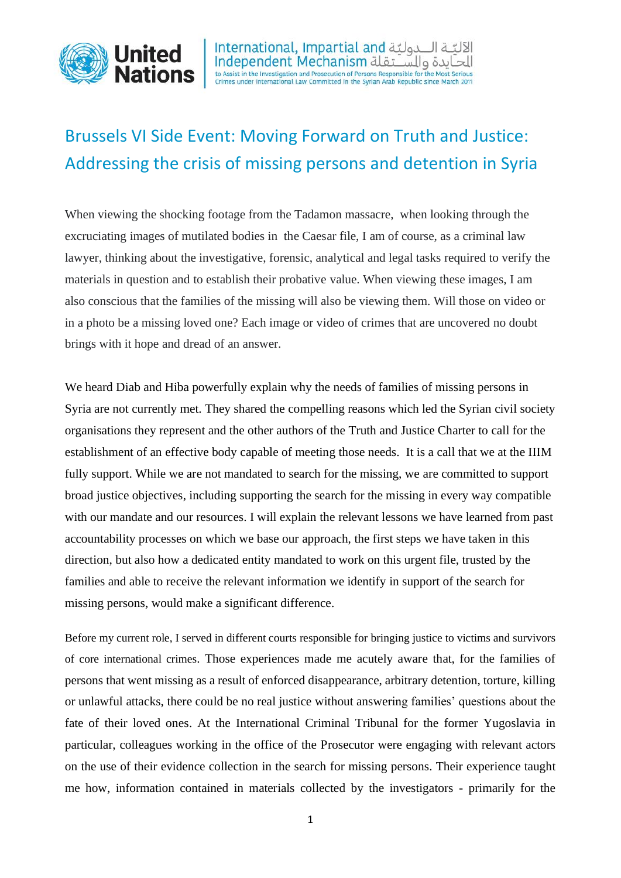# Brussels VI Side Event: Moving Forward on Truth and Justice: Addressing the crisis of missing persons and detention in Syria

When viewing the shocking footage from the Tadamon massacre, when looking through the excruciating images of mutilated bodies in the Caesar file, I am of course, as a criminal law lawyer, thinking about the investigative, forensic, analytical and legal tasks required to verify the materials in question and to establish their probative value. When viewing these images, I am also conscious that the families of the missing will also be viewing them. Will those on video or in a photo be a missing loved one? Each image or video of crimes that are uncovered no doubt brings with it hope and dread of an answer.

We heard Diab and Hiba powerfully explain why the needs of families of missing persons in Syria are not currently met. They shared the compelling reasons which led the Syrian civil society organisations they represent and the other authors of the Truth and Justice Charter to call for the establishment of an effective body capable of meeting those needs. It is a call that we at the IIIM fully support. While we are not mandated to search for the missing, we are committed to support broad justice objectives, including supporting the search for the missing in every way compatible with our mandate and our resources. I will explain the relevant lessons we have learned from past accountability processes on which we base our approach, the first steps we have taken in this direction, but also how a dedicated entity mandated to work on this urgent file, trusted by the families and able to receive the relevant information we identify in support of the search for missing persons, would make a significant difference.

Before my current role, I served in different courts responsible for bringing justice to victims and survivors of core international crimes. Those experiences made me acutely aware that, for the families of persons that went missing as a result of enforced disappearance, arbitrary detention, torture, killing or unlawful attacks, there could be no real justice without answering families' questions about the fate of their loved ones. At the International Criminal Tribunal for the former Yugoslavia in particular, colleagues working in the office of the Prosecutor were engaging with relevant actors on the use of their evidence collection in the search for missing persons. Their experience taught me how, information contained in materials collected by the investigators - primarily for the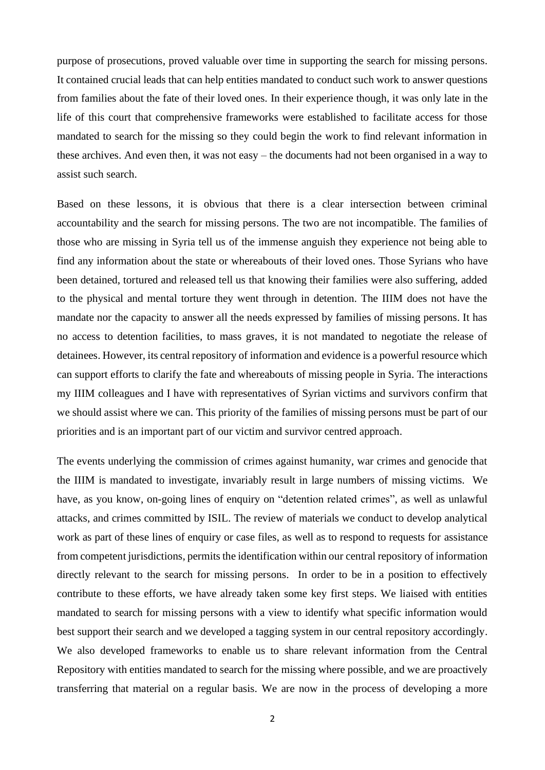purpose of prosecutions, proved valuable over time in supporting the search for missing persons. It contained crucial leads that can help entities mandated to conduct such work to answer questions from families about the fate of their loved ones. In their experience though, it was only late in the life of this court that comprehensive frameworks were established to facilitate access for those mandated to search for the missing so they could begin the work to find relevant information in these archives. And even then, it was not easy – the documents had not been organised in a way to assist such search.

Based on these lessons, it is obvious that there is a clear intersection between criminal accountability and the search for missing persons. The two are not incompatible. The families of those who are missing in Syria tell us of the immense anguish they experience not being able to find any information about the state or whereabouts of their loved ones. Those Syrians who have been detained, tortured and released tell us that knowing their families were also suffering, added to the physical and mental torture they went through in detention. The IIIM does not have the mandate nor the capacity to answer all the needs expressed by families of missing persons. It has no access to detention facilities, to mass graves, it is not mandated to negotiate the release of detainees. However, its central repository of information and evidence is a powerful resource which can support efforts to clarify the fate and whereabouts of missing people in Syria. The interactions my IIIM colleagues and I have with representatives of Syrian victims and survivors confirm that we should assist where we can. This priority of the families of missing persons must be part of our priorities and is an important part of our victim and survivor centred approach.

The events underlying the commission of crimes against humanity, war crimes and genocide that the IIIM is mandated to investigate, invariably result in large numbers of missing victims. We have, as you know, on-going lines of enquiry on "detention related crimes", as well as unlawful attacks, and crimes committed by ISIL. The review of materials we conduct to develop analytical work as part of these lines of enquiry or case files, as well as to respond to requests for assistance from competent jurisdictions, permits the identification within our central repository of information directly relevant to the search for missing persons. In order to be in a position to effectively contribute to these efforts, we have already taken some key first steps. We liaised with entities mandated to search for missing persons with a view to identify what specific information would best support their search and we developed a tagging system in our central repository accordingly. We also developed frameworks to enable us to share relevant information from the Central Repository with entities mandated to search for the missing where possible, and we are proactively transferring that material on a regular basis. We are now in the process of developing a more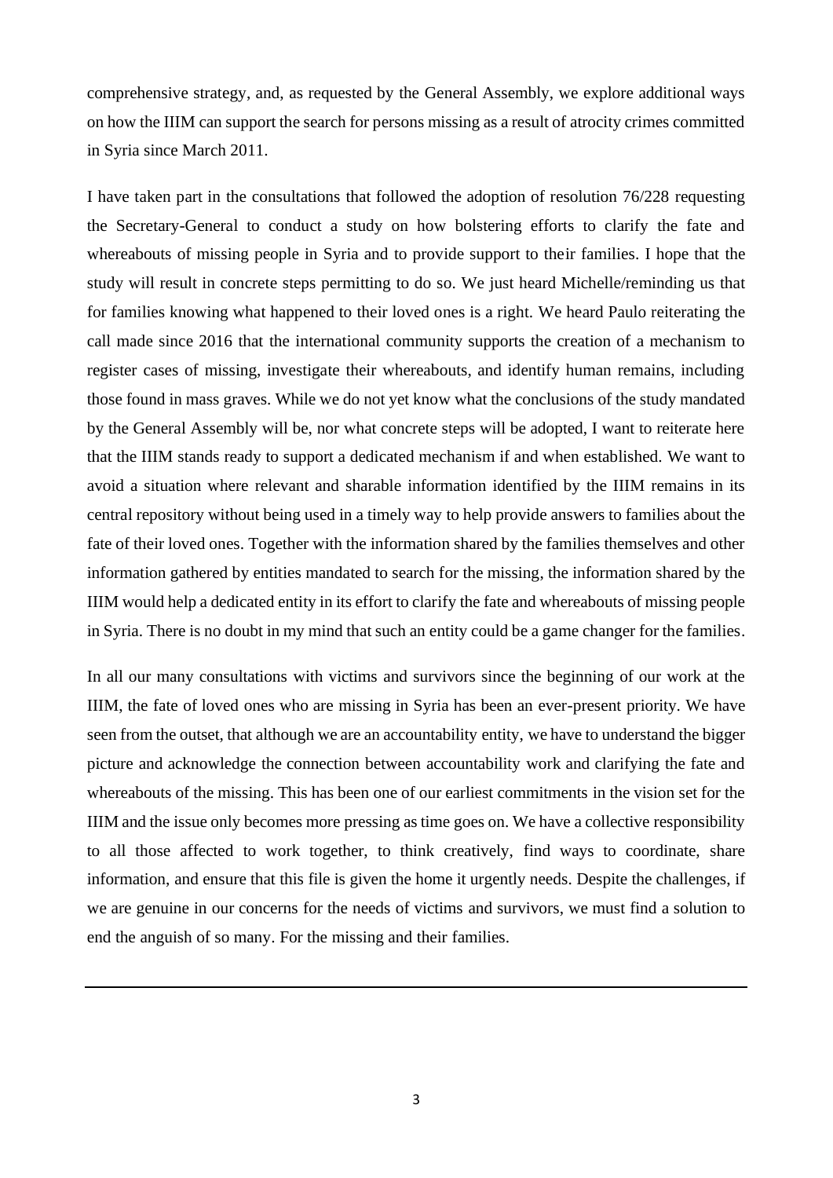comprehensive strategy, and, as requested by the General Assembly, we explore additional ways on how the IIIM can support the search for persons missing as a result of atrocity crimes committed in Syria since March 2011.

I have taken part in the consultations that followed the adoption of resolution 76/228 requesting the Secretary-General to conduct a study on how bolstering efforts to clarify the fate and whereabouts of missing people in Syria and to provide support to their families. I hope that the study will result in concrete steps permitting to do so. We just heard Michelle/reminding us that for families knowing what happened to their loved ones is a right. We heard Paulo reiterating the call made since 2016 that the international community supports the creation of a mechanism to register cases of missing, investigate their whereabouts, and identify human remains, including those found in mass graves. While we do not yet know what the conclusions of the study mandated by the General Assembly will be, nor what concrete steps will be adopted, I want to reiterate here that the IIIM stands ready to support a dedicated mechanism if and when established. We want to avoid a situation where relevant and sharable information identified by the IIIM remains in its central repository without being used in a timely way to help provide answers to families about the fate of their loved ones. Together with the information shared by the families themselves and other information gathered by entities mandated to search for the missing, the information shared by the IIIM would help a dedicated entity in its effort to clarify the fate and whereabouts of missing people in Syria. There is no doubt in my mind that such an entity could be a game changer for the families.

In all our many consultations with victims and survivors since the beginning of our work at the IIIM, the fate of loved ones who are missing in Syria has been an ever-present priority. We have seen from the outset, that although we are an accountability entity, we have to understand the bigger picture and acknowledge the connection between accountability work and clarifying the fate and whereabouts of the missing. This has been one of our earliest commitments in the vision set for the IIIM and the issue only becomes more pressing as time goes on. We have a collective responsibility to all those affected to work together, to think creatively, find ways to coordinate, share information, and ensure that this file is given the home it urgently needs. Despite the challenges, if we are genuine in our concerns for the needs of victims and survivors, we must find a solution to end the anguish of so many. For the missing and their families.

---